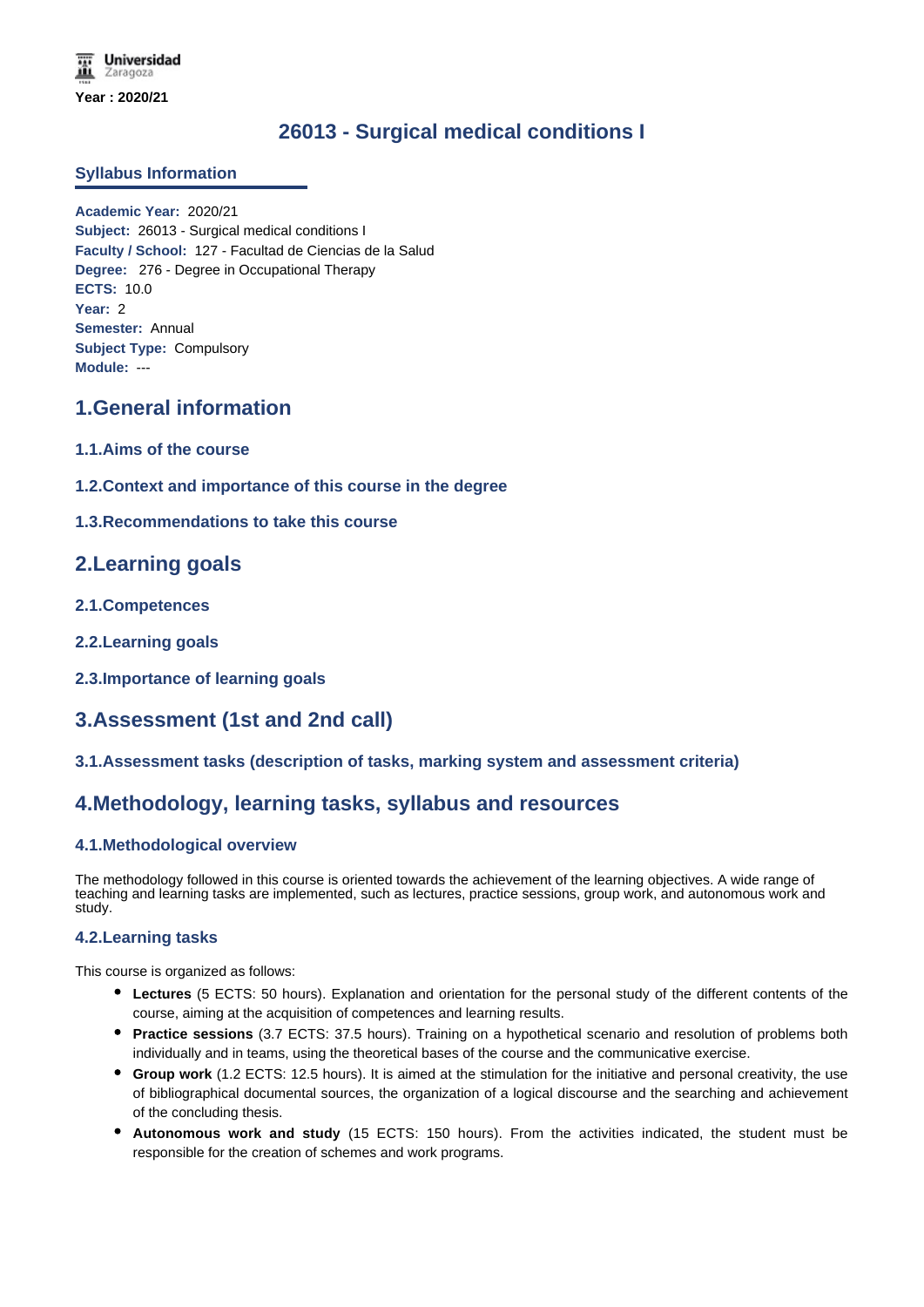Universidad Zaragoza

**Year : 2020/21**

# 26013 - Surgical medical conditions I

## Syllabus Information

**Academic Year:** 2020/21
**Subject:** 26013 - Surgical medical conditions I
**Faculty / School:** 127 - Facultad de Ciencias de la Salud
**Degree:** 276 - Degree in Occupational Therapy
**ECTS:** 10.0
**Year:** 2
**Semester:** Annual
**Subject Type:** Compulsory
**Module:** ---

## 1.General information

### 1.1.Aims of the course

### 1.2.Context and importance of this course in the degree

### 1.3.Recommendations to take this course

## 2.Learning goals

### 2.1.Competences

### 2.2.Learning goals

### 2.3.Importance of learning goals

## 3.Assessment (1st and 2nd call)

### 3.1.Assessment tasks (description of tasks, marking system and assessment criteria)

## 4.Methodology, learning tasks, syllabus and resources

### 4.1.Methodological overview

The methodology followed in this course is oriented towards the achievement of the learning objectives. A wide range of teaching and learning tasks are implemented, such as lectures, practice sessions, group work, and autonomous work and study.

### 4.2.Learning tasks

This course is organized as follows:

- **Lectures** (5 ECTS: 50 hours). Explanation and orientation for the personal study of the different contents of the course, aiming at the acquisition of competences and learning results.
- **Practice sessions** (3.7 ECTS: 37.5 hours). Training on a hypothetical scenario and resolution of problems both individually and in teams, using the theoretical bases of the course and the communicative exercise.
- **Group work** (1.2 ECTS: 12.5 hours). It is aimed at the stimulation for the initiative and personal creativity, the use of bibliographical documental sources, the organization of a logical discourse and the searching and achievement of the concluding thesis.
- **Autonomous work and study** (15 ECTS: 150 hours). From the activities indicated, the student must be responsible for the creation of schemes and work programs.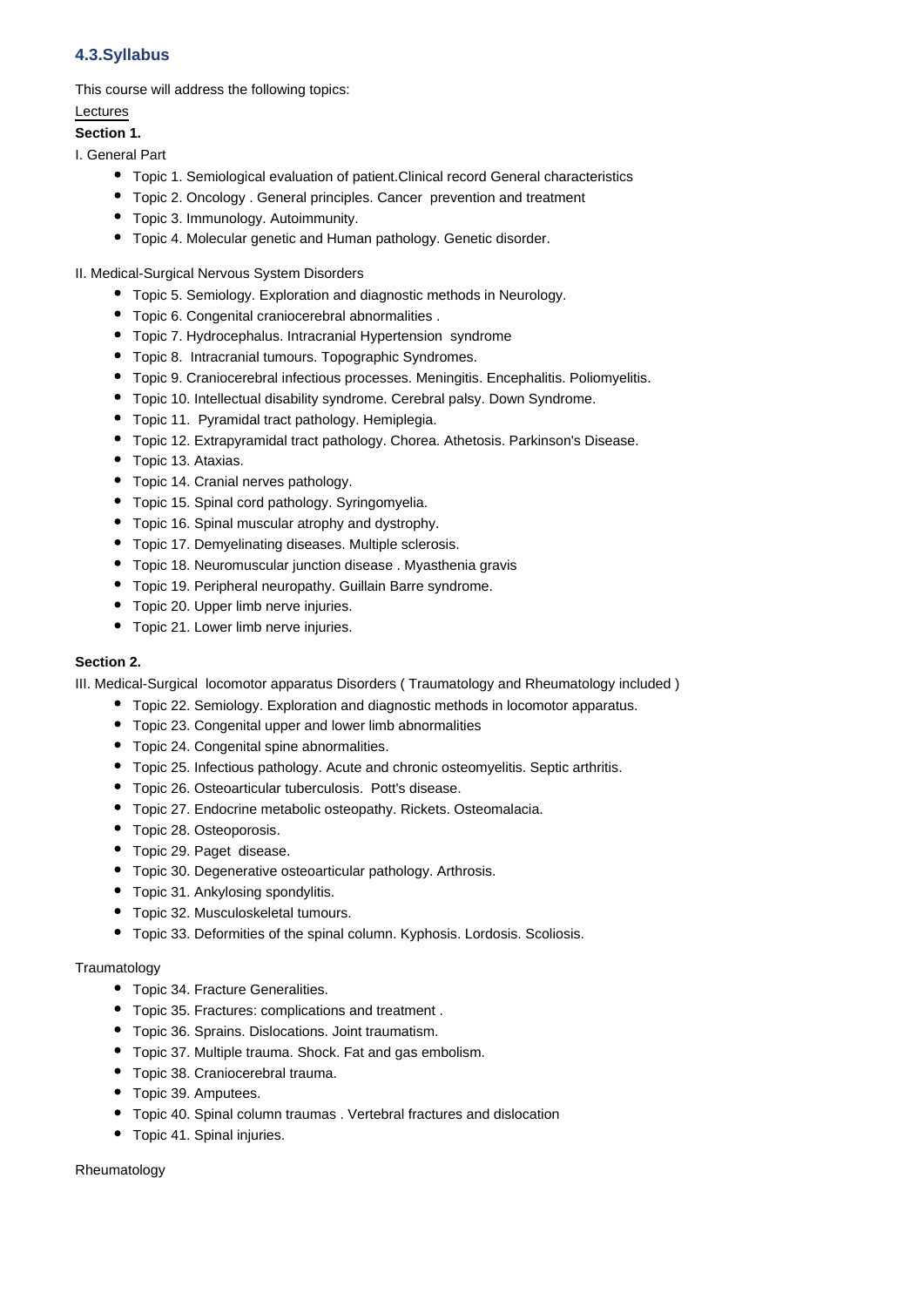### 4.3.Syllabus

This course will address the following topics:

Lectures

**Section 1.**

I. General Part

- Topic 1. Semiological evaluation of patient.Clinical record General characteristics
- Topic 2. Oncology . General principles. Cancer  prevention and treatment
- Topic 3. Immunology. Autoimmunity.
- Topic 4. Molecular genetic and Human pathology. Genetic disorder.

II. Medical-Surgical Nervous System Disorders

- Topic 5. Semiology. Exploration and diagnostic methods in Neurology.
- Topic 6. Congenital craniocerebral abnormalities .
- Topic 7. Hydrocephalus. Intracranial Hypertension  syndrome
- Topic 8.  Intracranial tumours. Topographic Syndromes.
- Topic 9. Craniocerebral infectious processes. Meningitis. Encephalitis. Poliomyelitis.
- Topic 10. Intellectual disability syndrome. Cerebral palsy. Down Syndrome.
- Topic 11.  Pyramidal tract pathology. Hemiplegia.
- Topic 12. Extrapyramidal tract pathology. Chorea. Athetosis. Parkinson's Disease.
- Topic 13. Ataxias.
- Topic 14. Cranial nerves pathology.
- Topic 15. Spinal cord pathology. Syringomyelia.
- Topic 16. Spinal muscular atrophy and dystrophy.
- Topic 17. Demyelinating diseases. Multiple sclerosis.
- Topic 18. Neuromuscular junction disease . Myasthenia gravis
- Topic 19. Peripheral neuropathy. Guillain Barre syndrome.
- Topic 20. Upper limb nerve injuries.
- Topic 21. Lower limb nerve injuries.

**Section 2.**

III. Medical-Surgical  locomotor apparatus Disorders ( Traumatology and Rheumatology included )

- Topic 22. Semiology. Exploration and diagnostic methods in locomotor apparatus.
- Topic 23. Congenital upper and lower limb abnormalities
- Topic 24. Congenital spine abnormalities.
- Topic 25. Infectious pathology. Acute and chronic osteomyelitis. Septic arthritis.
- Topic 26. Osteoarticular tuberculosis.  Pott's disease.
- Topic 27. Endocrine metabolic osteopathy. Rickets. Osteomalacia.
- Topic 28. Osteoporosis.
- Topic 29. Paget  disease.
- Topic 30. Degenerative osteoarticular pathology. Arthrosis.
- Topic 31. Ankylosing spondylitis.
- Topic 32. Musculoskeletal tumours.
- Topic 33. Deformities of the spinal column. Kyphosis. Lordosis. Scoliosis.

Traumatology

- Topic 34. Fracture Generalities.
- Topic 35. Fractures: complications and treatment .
- Topic 36. Sprains. Dislocations. Joint traumatism.
- Topic 37. Multiple trauma. Shock. Fat and gas embolism.
- Topic 38. Craniocerebral trauma.
- Topic 39. Amputees.
- Topic 40. Spinal column traumas . Vertebral fractures and dislocation
- Topic 41. Spinal injuries.

Rheumatology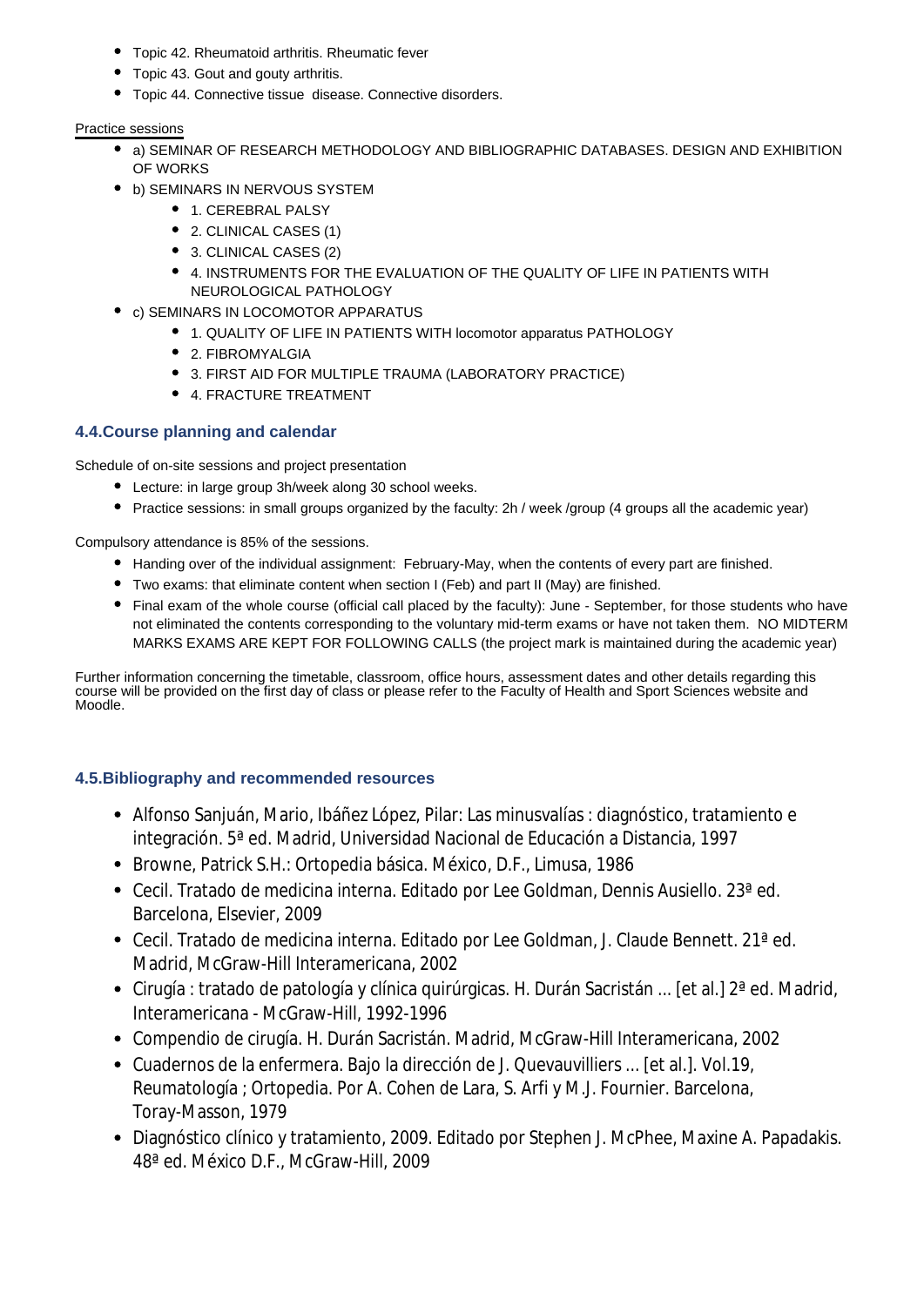- Topic 42. Rheumatoid arthritis. Rheumatic fever
- Topic 43. Gout and gouty arthritis.
- Topic 44. Connective tissue  disease. Connective disorders.

Practice sessions

- a) SEMINAR OF RESEARCH METHODOLOGY AND BIBLIOGRAPHIC DATABASES. DESIGN AND EXHIBITION OF WORKS
- b) SEMINARS IN NERVOUS SYSTEM
    - 1. CEREBRAL PALSY
    - 2. CLINICAL CASES (1)
    - 3. CLINICAL CASES (2)
    - 4. INSTRUMENTS FOR THE EVALUATION OF THE QUALITY OF LIFE IN PATIENTS WITH NEUROLOGICAL PATHOLOGY
- c) SEMINARS IN LOCOMOTOR APPARATUS
    - 1. QUALITY OF LIFE IN PATIENTS WITH locomotor apparatus PATHOLOGY
    - 2. FIBROMYALGIA
    - 3. FIRST AID FOR MULTIPLE TRAUMA (LABORATORY PRACTICE)
    - 4. FRACTURE TREATMENT

### 4.4.Course planning and calendar

Schedule of on-site sessions and project presentation

- Lecture: in large group 3h/week along 30 school weeks.
- Practice sessions: in small groups organized by the faculty: 2h / week /group (4 groups all the academic year)

Compulsory attendance is 85% of the sessions.

- Handing over of the individual assignment:  February-May, when the contents of every part are finished.
- Two exams: that eliminate content when section I (Feb) and part II (May) are finished.
- Final exam of the whole course (official call placed by the faculty): June - September, for those students who have not eliminated the contents corresponding to the voluntary mid-term exams or have not taken them.  NO MIDTERM MARKS EXAMS ARE KEPT FOR FOLLOWING CALLS (the project mark is maintained during the academic year)

Further information concerning the timetable, classroom, office hours, assessment dates and other details regarding this course will be provided on the first day of class or please refer to the Faculty of Health and Sport Sciences website and Moodle.

### 4.5.Bibliography and recommended resources

- Alfonso Sanjuán, Mario, Ibáñez López, Pilar: Las minusvalías : diagnóstico, tratamiento e integración. 5ª ed. Madrid, Universidad Nacional de Educación a Distancia, 1997
- Browne, Patrick S.H.: Ortopedia básica. México, D.F., Limusa, 1986
- Cecil. Tratado de medicina interna. Editado por Lee Goldman, Dennis Ausiello. 23ª ed. Barcelona, Elsevier, 2009
- Cecil. Tratado de medicina interna. Editado por Lee Goldman, J. Claude Bennett. 21ª ed. Madrid, McGraw-Hill Interamericana, 2002
- Cirugía : tratado de patología y clínica quirúrgicas. H. Durán Sacristán ... [et al.] 2ª ed. Madrid, Interamericana - McGraw-Hill, 1992-1996
- Compendio de cirugía. H. Durán Sacristán. Madrid, McGraw-Hill Interamericana, 2002
- Cuadernos de la enfermera. Bajo la dirección de J. Quevauvilliers ... [et al.]. Vol.19, Reumatología ; Ortopedia. Por A. Cohen de Lara, S. Arfi y M.J. Fournier. Barcelona, Toray-Masson, 1979
- Diagnóstico clínico y tratamiento, 2009. Editado por Stephen J. McPhee, Maxine A. Papadakis. 48ª ed. México D.F., McGraw-Hill, 2009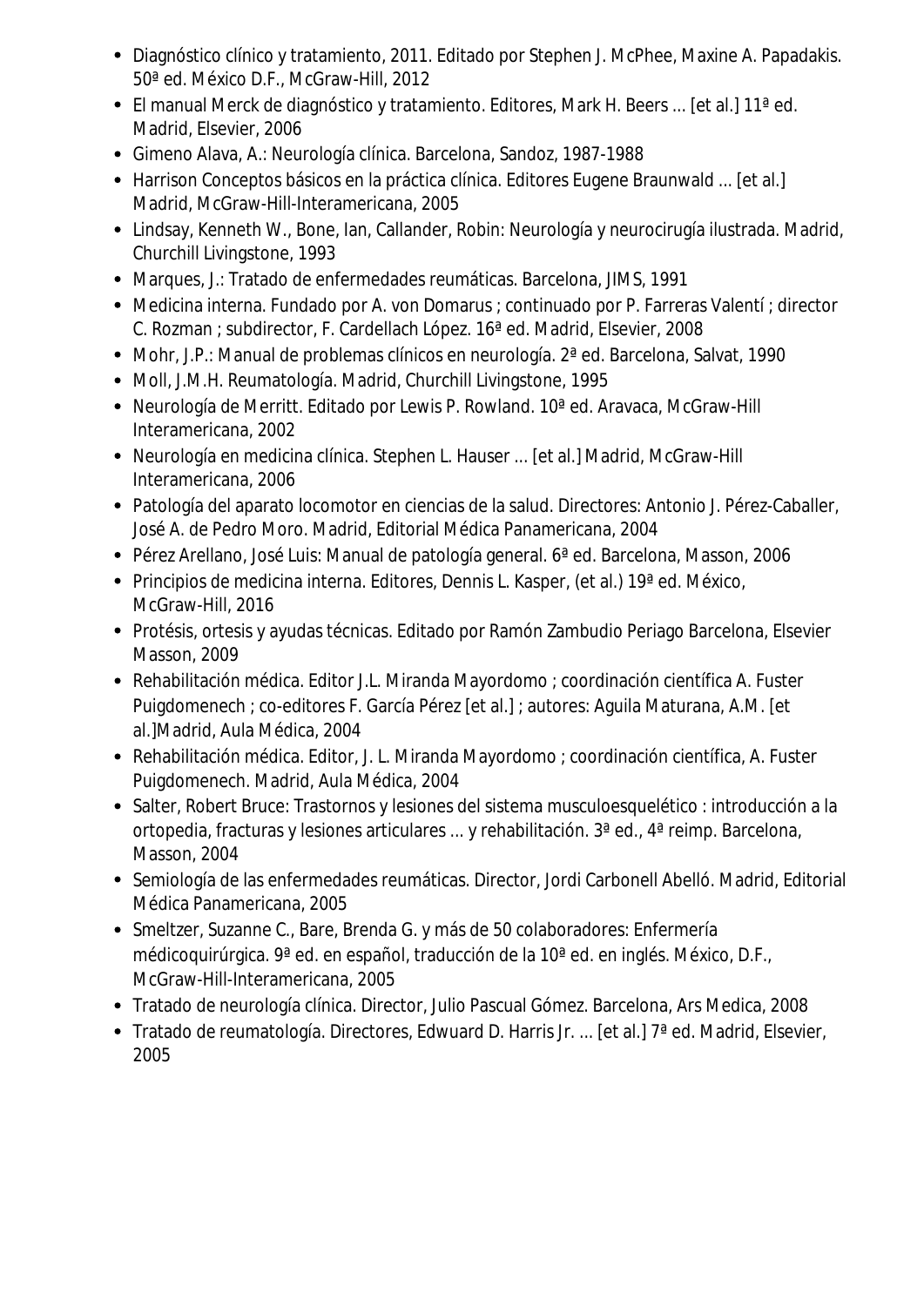- Diagnóstico clínico y tratamiento, 2011. Editado por Stephen J. McPhee, Maxine A. Papadakis. 50ª ed. México D.F., McGraw-Hill, 2012
- El manual Merck de diagnóstico y tratamiento. Editores, Mark H. Beers ... [et al.] 11ª ed. Madrid, Elsevier, 2006
- Gimeno Alava, A.: Neurología clínica. Barcelona, Sandoz, 1987-1988
- Harrison Conceptos básicos en la práctica clínica. Editores Eugene Braunwald ... [et al.] Madrid, McGraw-Hill-Interamericana, 2005
- Lindsay, Kenneth W., Bone, Ian, Callander, Robin: Neurología y neurocirugía ilustrada. Madrid, Churchill Livingstone, 1993
- Marques, J.: Tratado de enfermedades reumáticas. Barcelona, JIMS, 1991
- Medicina interna. Fundado por A. von Domarus ; continuado por P. Farreras Valentí ; director C. Rozman ; subdirector, F. Cardellach López. 16ª ed. Madrid, Elsevier, 2008
- Mohr, J.P.: Manual de problemas clínicos en neurología. 2ª ed. Barcelona, Salvat, 1990
- Moll, J.M.H. Reumatología. Madrid, Churchill Livingstone, 1995
- Neurología de Merritt. Editado por Lewis P. Rowland. 10ª ed. Aravaca, McGraw-Hill Interamericana, 2002
- Neurología en medicina clínica. Stephen L. Hauser ... [et al.] Madrid, McGraw-Hill Interamericana, 2006
- Patología del aparato locomotor en ciencias de la salud. Directores: Antonio J. Pérez-Caballer, José A. de Pedro Moro. Madrid, Editorial Médica Panamericana, 2004
- Pérez Arellano, José Luis: Manual de patología general. 6ª ed. Barcelona, Masson, 2006
- Principios de medicina interna. Editores, Dennis L. Kasper, (et al.) 19ª ed. México, McGraw-Hill, 2016
- Protésis, ortesis y ayudas técnicas. Editado por Ramón Zambudio Periago Barcelona, Elsevier Masson, 2009
- Rehabilitación médica. Editor J.L. Miranda Mayordomo ; coordinación científica A. Fuster Puigdomenech ; co-editores F. García Pérez [et al.] ; autores: Aguila Maturana, A.M. [et al.]Madrid, Aula Médica, 2004
- Rehabilitación médica. Editor, J. L. Miranda Mayordomo ; coordinación científica, A. Fuster Puigdomenech. Madrid, Aula Médica, 2004
- Salter, Robert Bruce: Trastornos y lesiones del sistema musculoesquelético : introducción a la ortopedia, fracturas y lesiones articulares ... y rehabilitación. 3ª ed., 4ª reimp. Barcelona, Masson, 2004
- Semiología de las enfermedades reumáticas. Director, Jordi Carbonell Abelló. Madrid, Editorial Médica Panamericana, 2005
- Smeltzer, Suzanne C., Bare, Brenda G. y más de 50 colaboradores: Enfermería médicoquirúrgica. 9ª ed. en español, traducción de la 10ª ed. en inglés. México, D.F., McGraw-Hill-Interamericana, 2005
- Tratado de neurología clínica. Director, Julio Pascual Gómez. Barcelona, Ars Medica, 2008
- Tratado de reumatología. Directores, Edwuard D. Harris Jr. ... [et al.] 7ª ed. Madrid, Elsevier, 2005